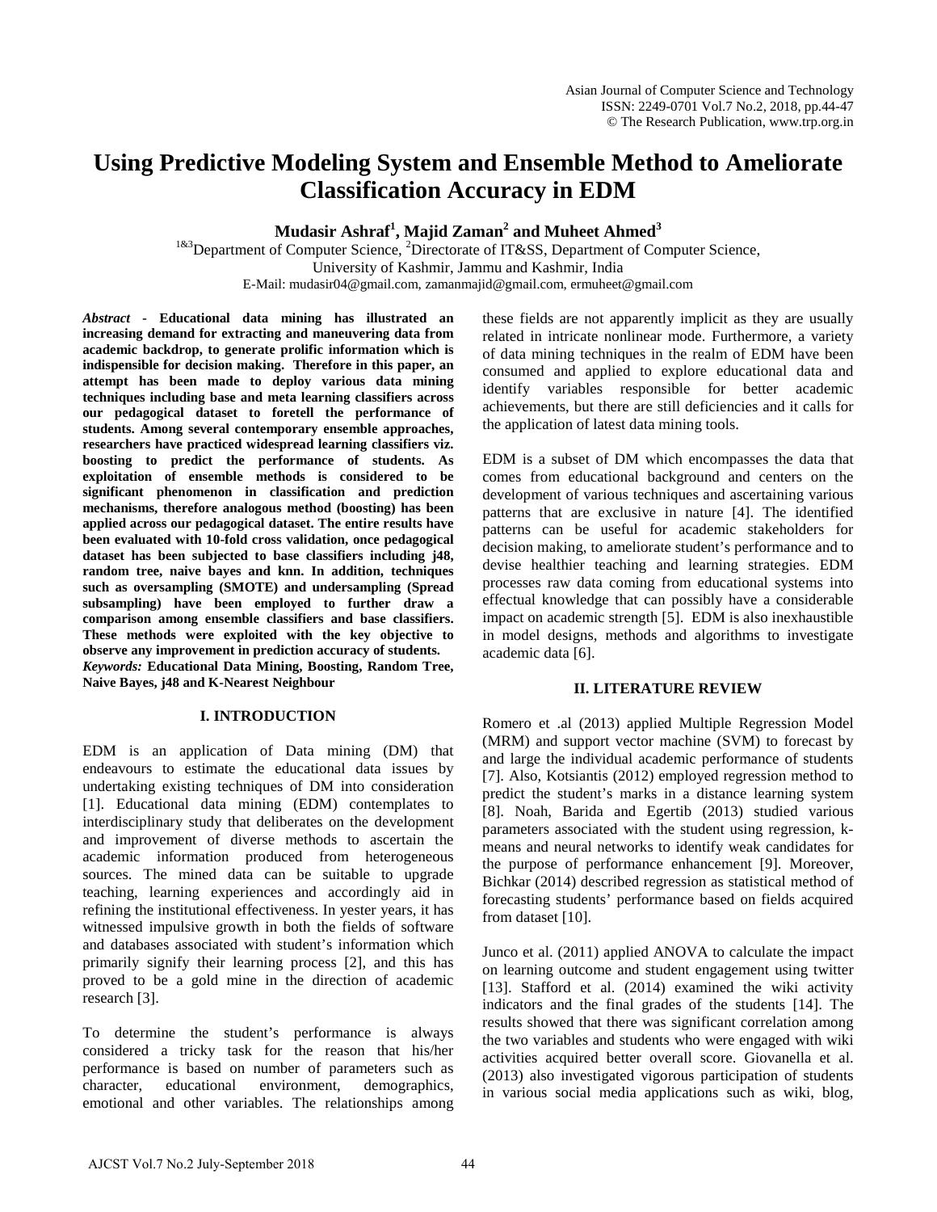# Using Predictive Modeling System and Ensemble Method to Ameliorate Classification Accuracy in EDM

**Mudasir Ashraf[1], Majid Zaman[2] and Muheet Ahmed[3]**

[1&3]Department of Computer Science, [2]Directorate of IT&SS, Department of Computer Science,
University of Kashmir, Jammu and Kashmir, India
E-Mail: mudasir04@gmail.com, zamanmajid@gmail.com, ermuheet@gmail.com

***Abstract*** - **Educational data mining has illustrated an increasing demand for extracting and maneuvering data from academic backdrop, to generate prolific information which is indispensible for decision making. Therefore in this paper, an attempt has been made to deploy various data mining techniques including base and meta learning classifiers across our pedagogical dataset to foretell the performance of students. Among several contemporary ensemble approaches, researchers have practiced widespread learning classifiers viz. boosting to predict the performance of students. As exploitation of ensemble methods is considered to be significant phenomenon in classification and prediction mechanisms, therefore analogous method (boosting) has been applied across our pedagogical dataset. The entire results have been evaluated with 10-fold cross validation, once pedagogical dataset has been subjected to base classifiers including j48, random tree, naive bayes and knn. In addition, techniques such as oversampling (SMOTE) and undersampling (Spread subsampling) have been employed to further draw a comparison among ensemble classifiers and base classifiers. These methods were exploited with the key objective to observe any improvement in prediction accuracy of students.**

***Keywords:*** **Educational Data Mining, Boosting, Random Tree, Naive Bayes, j48 and K-Nearest Neighbour**

## I. INTRODUCTION

EDM is an application of Data mining (DM) that endeavours to estimate the educational data issues by undertaking existing techniques of DM into consideration [1]. Educational data mining (EDM) contemplates to interdisciplinary study that deliberates on the development and improvement of diverse methods to ascertain the academic information produced from heterogeneous sources. The mined data can be suitable to upgrade teaching, learning experiences and accordingly aid in refining the institutional effectiveness. In yester years, it has witnessed impulsive growth in both the fields of software and databases associated with student's information which primarily signify their learning process [2], and this has proved to be a gold mine in the direction of academic research [3].

To determine the student's performance is always considered a tricky task for the reason that his/her performance is based on number of parameters such as character, educational environment, demographics, emotional and other variables. The relationships among these fields are not apparently implicit as they are usually related in intricate nonlinear mode. Furthermore, a variety of data mining techniques in the realm of EDM have been consumed and applied to explore educational data and identify variables responsible for better academic achievements, but there are still deficiencies and it calls for the application of latest data mining tools.

EDM is a subset of DM which encompasses the data that comes from educational background and centers on the development of various techniques and ascertaining various patterns that are exclusive in nature [4]. The identified patterns can be useful for academic stakeholders for decision making, to ameliorate student's performance and to devise healthier teaching and learning strategies. EDM processes raw data coming from educational systems into effectual knowledge that can possibly have a considerable impact on academic strength [5]. EDM is also inexhaustible in model designs, methods and algorithms to investigate academic data [6].

## II. LITERATURE REVIEW

Romero et .al (2013) applied Multiple Regression Model (MRM) and support vector machine (SVM) to forecast by and large the individual academic performance of students [7]. Also, Kotsiantis (2012) employed regression method to predict the student's marks in a distance learning system [8]. Noah, Barida and Egertib (2013) studied various parameters associated with the student using regression, k-means and neural networks to identify weak candidates for the purpose of performance enhancement [9]. Moreover, Bichkar (2014) described regression as statistical method of forecasting students' performance based on fields acquired from dataset [10].

Junco et al. (2011) applied ANOVA to calculate the impact on learning outcome and student engagement using twitter [13]. Stafford et al. (2014) examined the wiki activity indicators and the final grades of the students [14]. The results showed that there was significant correlation among the two variables and students who were engaged with wiki activities acquired better overall score. Giovanella et al. (2013) also investigated vigorous participation of students in various social media applications such as wiki, blog,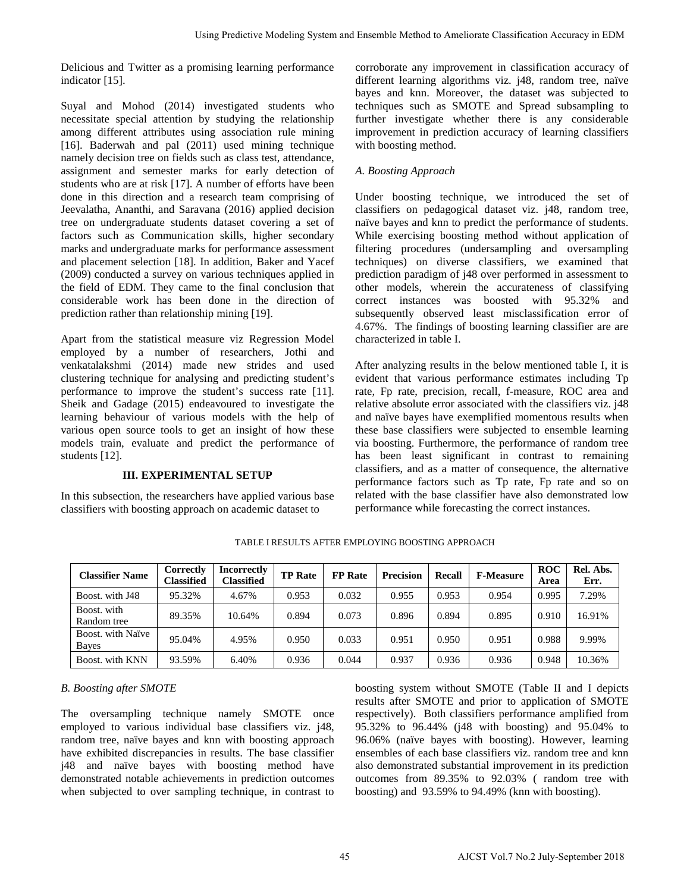Delicious and Twitter as a promising learning performance indicator [15].

Suyal and Mohod (2014) investigated students who necessitate special attention by studying the relationship among different attributes using association rule mining [16]. Baderwah and pal (2011) used mining technique namely decision tree on fields such as class test, attendance, assignment and semester marks for early detection of students who are at risk [17]. A number of efforts have been done in this direction and a research team comprising of Jeevalatha, Ananthi, and Saravana (2016) applied decision tree on undergraduate students dataset covering a set of factors such as Communication skills, higher secondary marks and undergraduate marks for performance assessment and placement selection [18]. In addition, Baker and Yacef (2009) conducted a survey on various techniques applied in the field of EDM. They came to the final conclusion that considerable work has been done in the direction of prediction rather than relationship mining [19].

Apart from the statistical measure viz Regression Model employed by a number of researchers, Jothi and venkatalakshmi (2014) made new strides and used clustering technique for analysing and predicting student's performance to improve the student's success rate [11]. Sheik and Gadage (2015) endeavoured to investigate the learning behaviour of various models with the help of various open source tools to get an insight of how these models train, evaluate and predict the performance of students [12].

## III. EXPERIMENTAL SETUP

In this subsection, the researchers have applied various base classifiers with boosting approach on academic dataset to corroborate any improvement in classification accuracy of different learning algorithms viz. j48, random tree, naïve bayes and knn. Moreover, the dataset was subjected to techniques such as SMOTE and Spread subsampling to further investigate whether there is any considerable improvement in prediction accuracy of learning classifiers with boosting method.

### *A. Boosting Approach*

Under boosting technique, we introduced the set of classifiers on pedagogical dataset viz. j48, random tree, naïve bayes and knn to predict the performance of students. While exercising boosting method without application of filtering procedures (undersampling and oversampling techniques) on diverse classifiers, we examined that prediction paradigm of j48 over performed in assessment to other models, wherein the accurateness of classifying correct instances was boosted with 95.32% and subsequently observed least misclassification error of 4.67%. The findings of boosting learning classifier are are characterized in table I.

After analyzing results in the below mentioned table I, it is evident that various performance estimates including Tp rate, Fp rate, precision, recall, f-measure, ROC area and relative absolute error associated with the classifiers viz. j48 and naïve bayes have exemplified momentous results when these base classifiers were subjected to ensemble learning via boosting. Furthermore, the performance of random tree has been least significant in contrast to remaining classifiers, and as a matter of consequence, the alternative performance factors such as Tp rate, Fp rate and so on related with the base classifier have also demonstrated low performance while forecasting the correct instances.

TABLE I RESULTS AFTER EMPLOYING BOOSTING APPROACH

| Classifier Name | Correctly Classified | Incorrectly Classified | TP Rate | FP Rate | Precision | Recall | F-Measure | ROC Area | Rel. Abs. Err. |
|---|---|---|---|---|---|---|---|---|---|
| Boost. with J48 | 95.32% | 4.67% | 0.953 | 0.032 | 0.955 | 0.953 | 0.954 | 0.995 | 7.29% |
| Boost. with Random tree | 89.35% | 10.64% | 0.894 | 0.073 | 0.896 | 0.894 | 0.895 | 0.910 | 16.91% |
| Boost. with Naïve Bayes | 95.04% | 4.95% | 0.950 | 0.033 | 0.951 | 0.950 | 0.951 | 0.988 | 9.99% |
| Boost. with KNN | 93.59% | 6.40% | 0.936 | 0.044 | 0.937 | 0.936 | 0.936 | 0.948 | 10.36% |

### *B. Boosting after SMOTE*

The oversampling technique namely SMOTE once employed to various individual base classifiers viz. j48, random tree, naïve bayes and knn with boosting approach have exhibited discrepancies in results. The base classifier j48 and naïve bayes with boosting method have demonstrated notable achievements in prediction outcomes when subjected to over sampling technique, in contrast to boosting system without SMOTE (Table II and I depicts results after SMOTE and prior to application of SMOTE respectively). Both classifiers performance amplified from 95.32% to 96.44% (j48 with boosting) and 95.04% to 96.06% (naïve bayes with boosting). However, learning ensembles of each base classifiers viz. random tree and knn also demonstrated substantial improvement in its prediction outcomes from 89.35% to 92.03% ( random tree with boosting) and 93.59% to 94.49% (knn with boosting).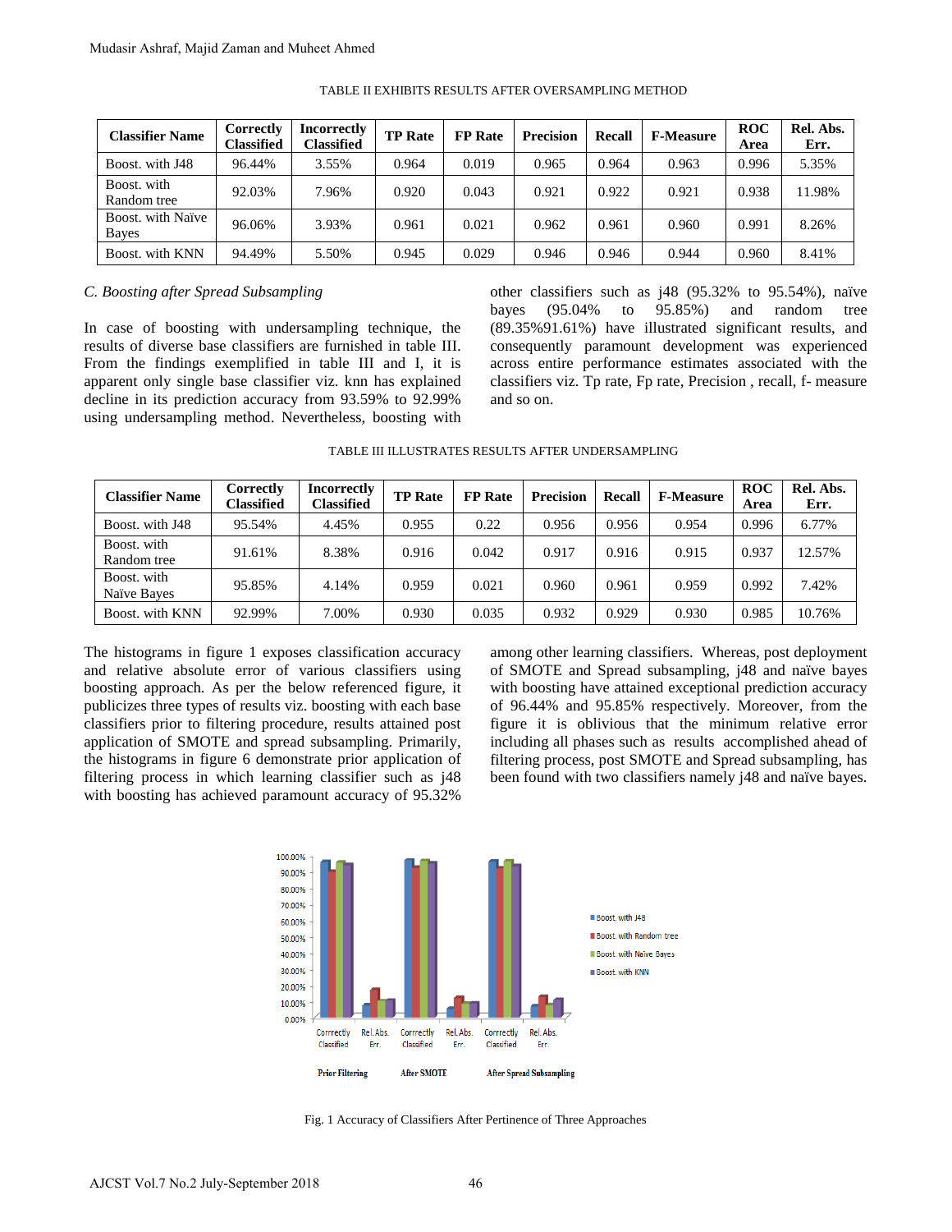TABLE II EXHIBITS RESULTS AFTER OVERSAMPLING METHOD

| Classifier Name | Correctly Classified | Incorrectly Classified | TP Rate | FP Rate | Precision | Recall | F-Measure | ROC Area | Rel. Abs. Err. |
|---|---|---|---|---|---|---|---|---|---|
| Boost. with J48 | 96.44% | 3.55% | 0.964 | 0.019 | 0.965 | 0.964 | 0.963 | 0.996 | 5.35% |
| Boost. with Random tree | 92.03% | 7.96% | 0.920 | 0.043 | 0.921 | 0.922 | 0.921 | 0.938 | 11.98% |
| Boost. with Naïve Bayes | 96.06% | 3.93% | 0.961 | 0.021 | 0.962 | 0.961 | 0.960 | 0.991 | 8.26% |
| Boost. with KNN | 94.49% | 5.50% | 0.945 | 0.029 | 0.946 | 0.946 | 0.944 | 0.960 | 8.41% |

### *C. Boosting after Spread Subsampling*

In case of boosting with undersampling technique, the results of diverse base classifiers are furnished in table III. From the findings exemplified in table III and I, it is apparent only single base classifier viz. knn has explained decline in its prediction accuracy from 93.59% to 92.99% using undersampling method. Nevertheless, boosting with other classifiers such as j48 (95.32% to 95.54%), naïve bayes (95.04% to 95.85%) and random tree (89.35%91.61%) have illustrated significant results, and consequently paramount development was experienced across entire performance estimates associated with the classifiers viz. Tp rate, Fp rate, Precision , recall, f- measure and so on.

TABLE III ILLUSTRATES RESULTS AFTER UNDERSAMPLING

| Classifier Name | Correctly Classified | Incorrectly Classified | TP Rate | FP Rate | Precision | Recall | F-Measure | ROC Area | Rel. Abs. Err. |
|---|---|---|---|---|---|---|---|---|---|
| Boost. with J48 | 95.54% | 4.45% | 0.955 | 0.22 | 0.956 | 0.956 | 0.954 | 0.996 | 6.77% |
| Boost. with Random tree | 91.61% | 8.38% | 0.916 | 0.042 | 0.917 | 0.916 | 0.915 | 0.937 | 12.57% |
| Boost. with Naïve Bayes | 95.85% | 4.14% | 0.959 | 0.021 | 0.960 | 0.961 | 0.959 | 0.992 | 7.42% |
| Boost. with KNN | 92.99% | 7.00% | 0.930 | 0.035 | 0.932 | 0.929 | 0.930 | 0.985 | 10.76% |

The histograms in figure 1 exposes classification accuracy and relative absolute error of various classifiers using boosting approach. As per the below referenced figure, it publicizes three types of results viz. boosting with each base classifiers prior to filtering procedure, results attained post application of SMOTE and spread subsampling. Primarily, the histograms in figure 6 demonstrate prior application of filtering process in which learning classifier such as j48 with boosting has achieved paramount accuracy of 95.32% among other learning classifiers. Whereas, post deployment of SMOTE and Spread subsampling, j48 and naïve bayes with boosting have attained exceptional prediction accuracy of 96.44% and 95.85% respectively. Moreover, from the figure it is oblivious that the minimum relative error including all phases such as results accomplished ahead of filtering process, post SMOTE and Spread subsampling, has been found with two classifiers namely j48 and naïve bayes.

Fig. 1 Accuracy of Classifiers After Pertinence of Three Approaches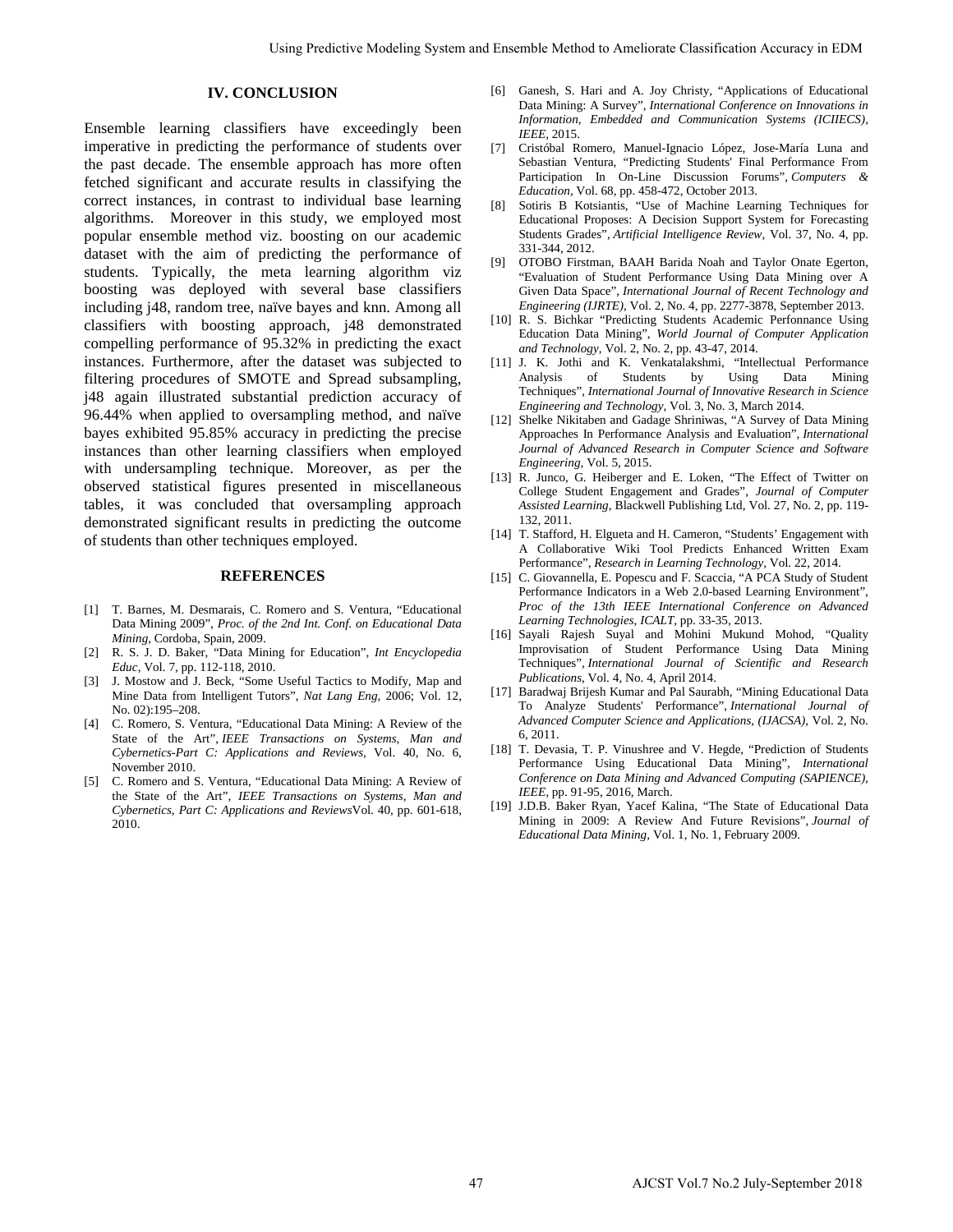## IV. CONCLUSION

Ensemble learning classifiers have exceedingly been imperative in predicting the performance of students over the past decade. The ensemble approach has more often fetched significant and accurate results in classifying the correct instances, in contrast to individual base learning algorithms. Moreover in this study, we employed most popular ensemble method viz. boosting on our academic dataset with the aim of predicting the performance of students. Typically, the meta learning algorithm viz boosting was deployed with several base classifiers including j48, random tree, naïve bayes and knn. Among all classifiers with boosting approach, j48 demonstrated compelling performance of 95.32% in predicting the exact instances. Furthermore, after the dataset was subjected to filtering procedures of SMOTE and Spread subsampling, j48 again illustrated substantial prediction accuracy of 96.44% when applied to oversampling method, and naïve bayes exhibited 95.85% accuracy in predicting the precise instances than other learning classifiers when employed with undersampling technique. Moreover, as per the observed statistical figures presented in miscellaneous tables, it was concluded that oversampling approach demonstrated significant results in predicting the outcome of students than other techniques employed.

## REFERENCES

[1] T. Barnes, M. Desmarais, C. Romero and S. Ventura, "Educational Data Mining 2009", *Proc. of the 2nd Int. Conf. on Educational Data Mining*, Cordoba, Spain, 2009.

[2] R. S. J. D. Baker, "Data Mining for Education", *Int Encyclopedia Educ*, Vol. 7, pp. 112-118, 2010.

[3] J. Mostow and J. Beck, "Some Useful Tactics to Modify, Map and Mine Data from Intelligent Tutors", *Nat Lang Eng*, 2006; Vol. 12, No. 02):195–208.

[4] C. Romero, S. Ventura, "Educational Data Mining: A Review of the State of the Art", *IEEE Transactions on Systems, Man and Cybernetics-Part C: Applications and Reviews*, Vol. 40, No. 6, November 2010.

[5] C. Romero and S. Ventura, "Educational Data Mining: A Review of the State of the Art", *IEEE Transactions on Systems, Man and Cybernetics, Part C: Applications and Reviews*Vol. 40, pp. 601-618, 2010.

[6] Ganesh, S. Hari and A. Joy Christy, "Applications of Educational Data Mining: A Survey", *International Conference on Innovations in Information, Embedded and Communication Systems (ICIIECS), IEEE*, 2015.

[7] Cristóbal Romero, Manuel-Ignacio López, Jose-María Luna and Sebastian Ventura, "Predicting Students' Final Performance From Participation In On-Line Discussion Forums", *Computers & Education*, Vol. 68, pp. 458-472, October 2013.

[8] Sotiris B Kotsiantis, "Use of Machine Learning Techniques for Educational Proposes: A Decision Support System for Forecasting Students Grades", *Artificial Intelligence Review*, Vol. 37, No. 4, pp. 331-344, 2012.

[9] OTOBO Firstman, BAAH Barida Noah and Taylor Onate Egerton, "Evaluation of Student Performance Using Data Mining over A Given Data Space", *International Journal of Recent Technology and Engineering (IJRTE)*, Vol. 2, No. 4, pp. 2277-3878, September 2013.

[10] R. S. Bichkar "Predicting Students Academic Perfonnance Using Education Data Mining", *World Journal of Computer Application and Technology*, Vol. 2, No. 2, pp. 43-47, 2014.

[11] J. K. Jothi and K. Venkatalakshmi, "Intellectual Performance Analysis of Students by Using Data Mining Techniques", *International Journal of Innovative Research in Science Engineering and Technology*, Vol. 3, No. 3, March 2014.

[12] Shelke Nikitaben and Gadage Shriniwas, "A Survey of Data Mining Approaches In Performance Analysis and Evaluation", *International Journal of Advanced Research in Computer Science and Software Engineering*, Vol. 5, 2015.

[13] R. Junco, G. Heiberger and E. Loken, "The Effect of Twitter on College Student Engagement and Grades", *Journal of Computer Assisted Learning*, Blackwell Publishing Ltd, Vol. 27, No. 2, pp. 119-132, 2011.

[14] T. Stafford, H. Elgueta and H. Cameron, "Students' Engagement with A Collaborative Wiki Tool Predicts Enhanced Written Exam Performance", *Research in Learning Technology*, Vol. 22, 2014.

[15] C. Giovannella, E. Popescu and F. Scaccia, "A PCA Study of Student Performance Indicators in a Web 2.0-based Learning Environment", *Proc of the 13th IEEE International Conference on Advanced Learning Technologies, ICALT*, pp. 33-35, 2013.

[16] Sayali Rajesh Suyal and Mohini Mukund Mohod, "Quality Improvisation of Student Performance Using Data Mining Techniques", *International Journal of Scientific and Research Publications*, Vol. 4, No. 4, April 2014.

[17] Baradwaj Brijesh Kumar and Pal Saurabh, "Mining Educational Data To Analyze Students' Performance", *International Journal of Advanced Computer Science and Applications, (IJACSA)*, Vol. 2, No. 6, 2011.

[18] T. Devasia, T. P. Vinushree and V. Hegde, "Prediction of Students Performance Using Educational Data Mining", *International Conference on Data Mining and Advanced Computing (SAPIENCE), IEEE*, pp. 91-95, 2016, March.

[19] J.D.B. Baker Ryan, Yacef Kalina, "The State of Educational Data Mining in 2009: A Review And Future Revisions", *Journal of Educational Data Mining*, Vol. 1, No. 1, February 2009.